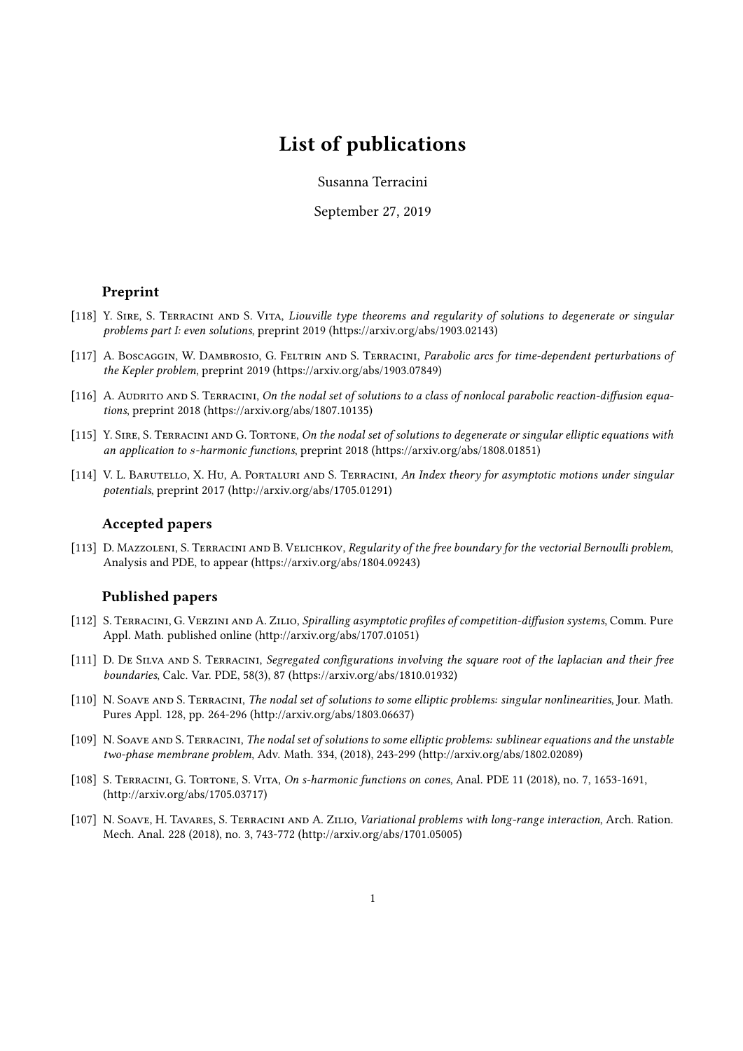# List of publications

Susanna Terracini

September 27, 2019

## Preprint

[118] Y. Sire, S. Terracini and S. Vita, *Liouville type theorems and regularity of solutions to degenerate or singular problems part I: even solutions*, preprint 2019 (https://arxiv.org/abs/1903.02143)

[117] A. Boscaggin, W. Dambrosio, G. Feltrin and S. Terracini, *Parabolic arcs for time-dependent perturbations of the Kepler problem*, preprint 2019 (https://arxiv.org/abs/1903.07849)

[116] A. Audrito and S. Terracini, *On the nodal set of solutions to a class of nonlocal parabolic reaction-diffusion equations*, preprint 2018 (https://arxiv.org/abs/1807.10135)

[115] Y. Sire, S. Terracini and G. Tortone, *On the nodal set of solutions to degenerate or singular elliptic equations with an application to $s$-harmonic functions*, preprint 2018 (https://arxiv.org/abs/1808.01851)

[114] V. L. Barutello, X. Hu, A. Portaluri and S. Terracini, *An Index theory for asymptotic motions under singular potentials*, preprint 2017 (http://arxiv.org/abs/1705.01291)

## Accepted papers

[113] D. Mazzoleni, S. Terracini and B. Velichkov, *Regularity of the free boundary for the vectorial Bernoulli problem*, Analysis and PDE, to appear (https://arxiv.org/abs/1804.09243)

## Published papers

[112] S. Terracini, G. Verzini and A. Zilio, *Spiralling asymptotic profiles of competition-diffusion systems*, Comm. Pure Appl. Math. published online (http://arxiv.org/abs/1707.01051)

[111] D. De Silva and S. Terracini, *Segregated configurations involving the square root of the laplacian and their free boundaries*, Calc. Var. PDE, 58(3), 87 (https://arxiv.org/abs/1810.01932)

[110] N. Soave and S. Terracini, *The nodal set of solutions to some elliptic problems: singular nonlinearities*, Jour. Math. Pures Appl. 128, pp. 264-296 (http://arxiv.org/abs/1803.06637)

[109] N. Soave and S. Terracini, *The nodal set of solutions to some elliptic problems: sublinear equations and the unstable two-phase membrane problem*, Adv. Math. 334, (2018), 243-299 (http://arxiv.org/abs/1802.02089)

[108] S. Terracini, G. Tortone, S. Vita, *On s-harmonic functions on cones*, Anal. PDE 11 (2018), no. 7, 1653-1691, (http://arxiv.org/abs/1705.03717)

[107] N. Soave, H. Tavares, S. Terracini and A. Zilio, *Variational problems with long-range interaction*, Arch. Ration. Mech. Anal. 228 (2018), no. 3, 743-772 (http://arxiv.org/abs/1701.05005)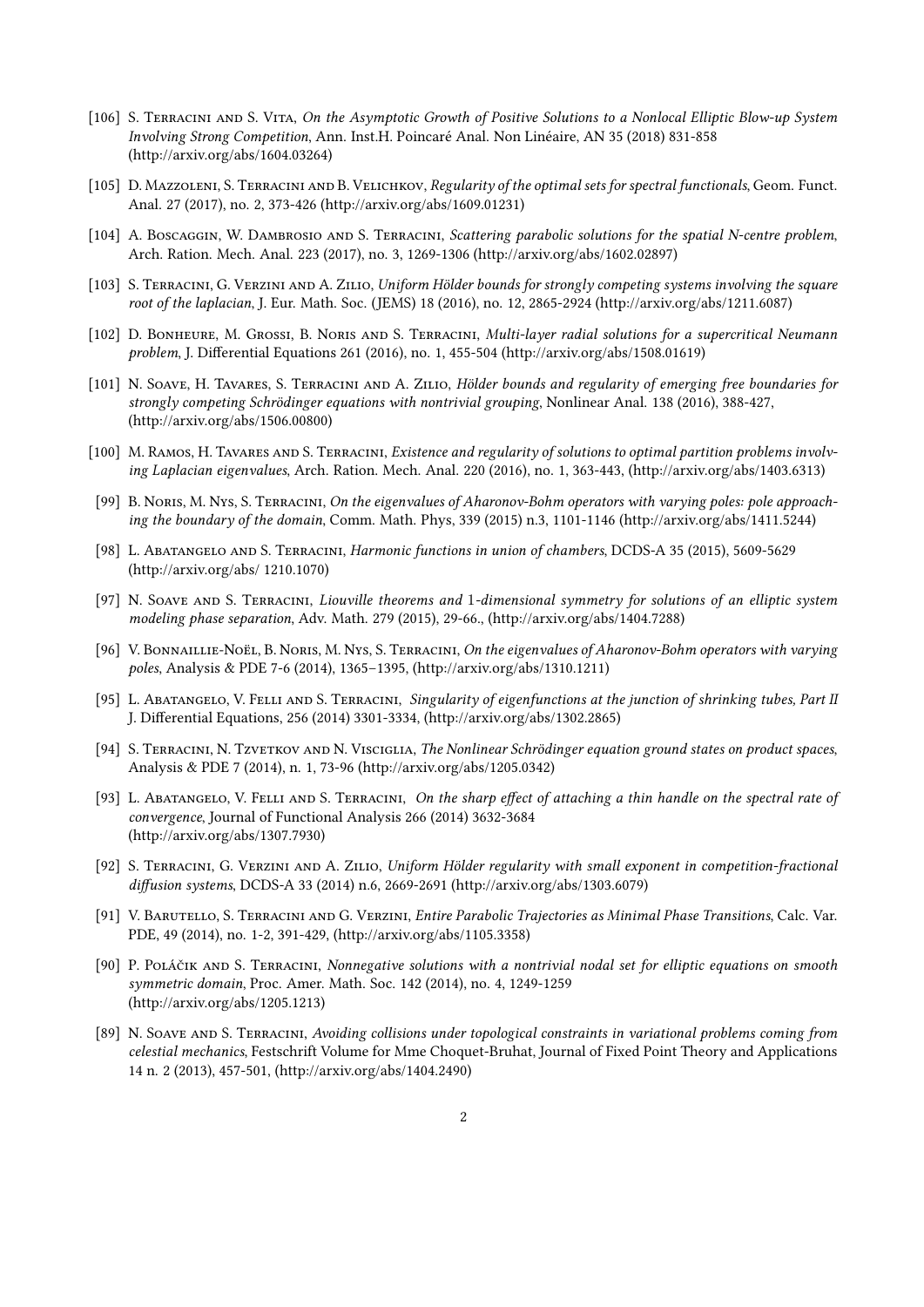[106] S. Terracini and S. Vita, *On the Asymptotic Growth of Positive Solutions to a Nonlocal Elliptic Blow-up System Involving Strong Competition*, Ann. Inst.H. Poincaré Anal. Non Linéaire, AN 35 (2018) 831-858 (http://arxiv.org/abs/1604.03264)

[105] D. Mazzoleni, S. Terracini and B. Velichkov, *Regularity of the optimal sets for spectral functionals*, Geom. Funct. Anal. 27 (2017), no. 2, 373-426 (http://arxiv.org/abs/1609.01231)

[104] A. Boscaggin, W. Dambrosio and S. Terracini, *Scattering parabolic solutions for the spatial N-centre problem*, Arch. Ration. Mech. Anal. 223 (2017), no. 3, 1269-1306 (http://arxiv.org/abs/1602.02897)

[103] S. Terracini, G. Verzini and A. Zilio, *Uniform Hölder bounds for strongly competing systems involving the square root of the laplacian*, J. Eur. Math. Soc. (JEMS) 18 (2016), no. 12, 2865-2924 (http://arxiv.org/abs/1211.6087)

[102] D. Bonheure, M. Grossi, B. Noris and S. Terracini, *Multi-layer radial solutions for a supercritical Neumann problem*, J. Differential Equations 261 (2016), no. 1, 455-504 (http://arxiv.org/abs/1508.01619)

[101] N. Soave, H. Tavares, S. Terracini and A. Zilio, *Hölder bounds and regularity of emerging free boundaries for strongly competing Schrödinger equations with nontrivial grouping*, Nonlinear Anal. 138 (2016), 388-427, (http://arxiv.org/abs/1506.00800)

[100] M. Ramos, H. Tavares and S. Terracini, *Existence and regularity of solutions to optimal partition problems involving Laplacian eigenvalues*, Arch. Ration. Mech. Anal. 220 (2016), no. 1, 363-443, (http://arxiv.org/abs/1403.6313)

[99] B. Noris, M. Nys, S. Terracini, *On the eigenvalues of Aharonov-Bohm operators with varying poles: pole approaching the boundary of the domain*, Comm. Math. Phys, 339 (2015) n.3, 1101-1146 (http://arxiv.org/abs/1411.5244)

[98] L. Abatangelo and S. Terracini, *Harmonic functions in union of chambers*, DCDS-A 35 (2015), 5609-5629 (http://arxiv.org/abs/ 1210.1070)

[97] N. Soave and S. Terracini, *Liouville theorems and* 1*-dimensional symmetry for solutions of an elliptic system modeling phase separation*, Adv. Math. 279 (2015), 29-66., (http://arxiv.org/abs/1404.7288)

[96] V. Bonnaillie-Noël, B. Noris, M. Nys, S. Terracini, *On the eigenvalues of Aharonov-Bohm operators with varying poles*, Analysis & PDE 7-6 (2014), 1365–1395, (http://arxiv.org/abs/1310.1211)

[95] L. Abatangelo, V. Felli and S. Terracini, *Singularity of eigenfunctions at the junction of shrinking tubes, Part II* J. Differential Equations, 256 (2014) 3301-3334, (http://arxiv.org/abs/1302.2865)

[94] S. Terracini, N. Tzvetkov and N. Visciglia, *The Nonlinear Schrödinger equation ground states on product spaces*, Analysis & PDE 7 (2014), n. 1, 73-96 (http://arxiv.org/abs/1205.0342)

[93] L. Abatangelo, V. Felli and S. Terracini, *On the sharp effect of attaching a thin handle on the spectral rate of convergence*, Journal of Functional Analysis 266 (2014) 3632-3684 (http://arxiv.org/abs/1307.7930)

[92] S. Terracini, G. Verzini and A. Zilio, *Uniform Hölder regularity with small exponent in competition-fractional diffusion systems*, DCDS-A 33 (2014) n.6, 2669-2691 (http://arxiv.org/abs/1303.6079)

[91] V. Barutello, S. Terracini and G. Verzini, *Entire Parabolic Trajectories as Minimal Phase Transitions*, Calc. Var. PDE, 49 (2014), no. 1-2, 391-429, (http://arxiv.org/abs/1105.3358)

[90] P. Poláčik and S. Terracini, *Nonnegative solutions with a nontrivial nodal set for elliptic equations on smooth symmetric domain*, Proc. Amer. Math. Soc. 142 (2014), no. 4, 1249-1259 (http://arxiv.org/abs/1205.1213)

[89] N. Soave and S. Terracini, *Avoiding collisions under topological constraints in variational problems coming from celestial mechanics*, Festschrift Volume for Mme Choquet-Bruhat, Journal of Fixed Point Theory and Applications 14 n. 2 (2013), 457-501, (http://arxiv.org/abs/1404.2490)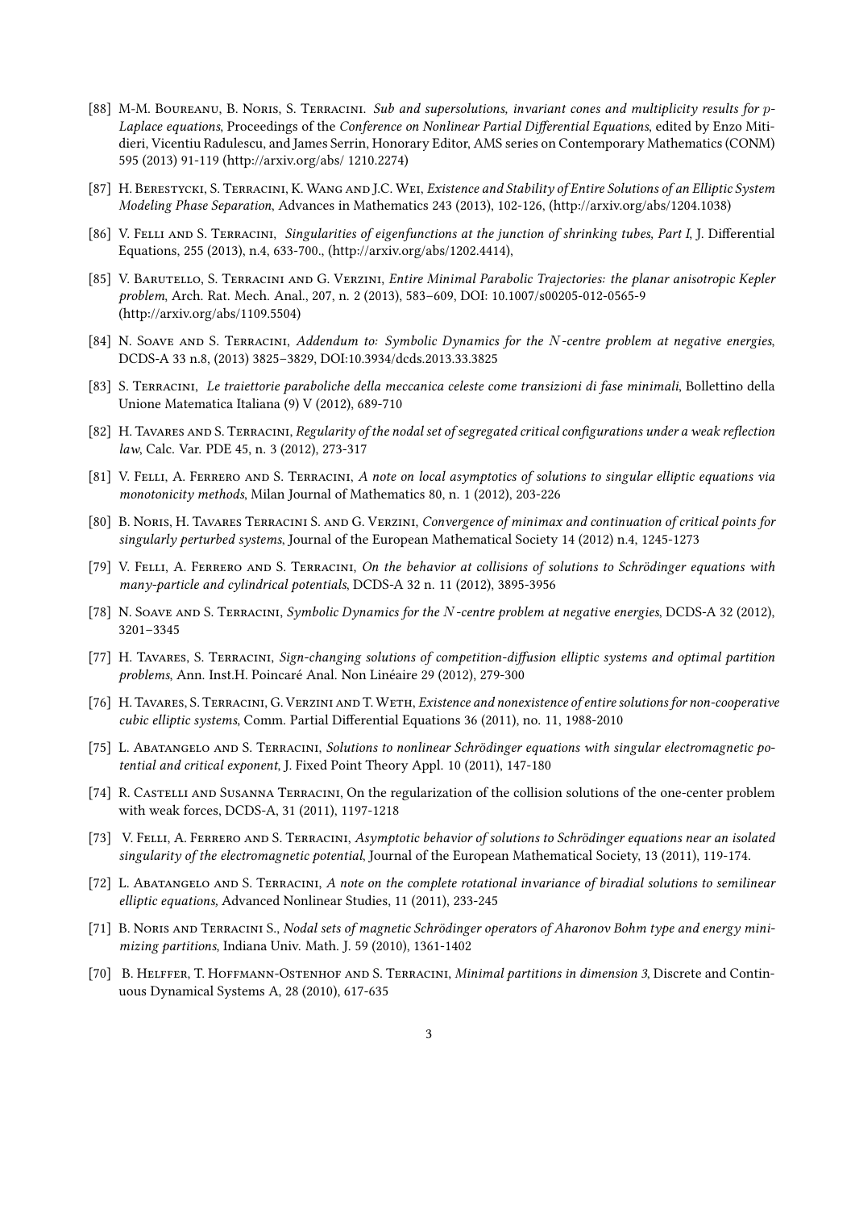[88] M-M. Boureanu, B. Noris, S. Terracini. *Sub and supersolutions, invariant cones and multiplicity results for $p$-Laplace equations*, Proceedings of the *Conference on Nonlinear Partial Differential Equations*, edited by Enzo Mitidieri, Vicentiu Radulescu, and James Serrin, Honorary Editor, AMS series on Contemporary Mathematics (CONM) 595 (2013) 91-119 (http://arxiv.org/abs/ 1210.2274)

[87] H. Berestycki, S. Terracini, K. Wang and J.C. Wei, *Existence and Stability of Entire Solutions of an Elliptic System Modeling Phase Separation*, Advances in Mathematics 243 (2013), 102-126, (http://arxiv.org/abs/1204.1038)

[86] V. Felli and S. Terracini, *Singularities of eigenfunctions at the junction of shrinking tubes, Part I*, J. Differential Equations, 255 (2013), n.4, 633-700., (http://arxiv.org/abs/1202.4414),

[85] V. Barutello, S. Terracini and G. Verzini, *Entire Minimal Parabolic Trajectories: the planar anisotropic Kepler problem*, Arch. Rat. Mech. Anal., 207, n. 2 (2013), 583–609, DOI: 10.1007/s00205-012-0565-9 (http://arxiv.org/abs/1109.5504)

[84] N. Soave and S. Terracini, *Addendum to: Symbolic Dynamics for the $N$-centre problem at negative energies*, DCDS-A 33 n.8, (2013) 3825–3829, DOI:10.3934/dcds.2013.33.3825

[83] S. Terracini, *Le traiettorie paraboliche della meccanica celeste come transizioni di fase minimali*, Bollettino della Unione Matematica Italiana (9) V (2012), 689-710

[82] H. Tavares and S. Terracini, *Regularity of the nodal set of segregated critical configurations under a weak reflection law*, Calc. Var. PDE 45, n. 3 (2012), 273-317

[81] V. Felli, A. Ferrero and S. Terracini, *A note on local asymptotics of solutions to singular elliptic equations via monotonicity methods*, Milan Journal of Mathematics 80, n. 1 (2012), 203-226

[80] B. Noris, H. Tavares Terracini S. and G. Verzini, *Convergence of minimax and continuation of critical points for singularly perturbed systems*, Journal of the European Mathematical Society 14 (2012) n.4, 1245-1273

[79] V. Felli, A. Ferrero and S. Terracini, *On the behavior at collisions of solutions to Schrödinger equations with many-particle and cylindrical potentials*, DCDS-A 32 n. 11 (2012), 3895-3956

[78] N. Soave and S. Terracini, *Symbolic Dynamics for the $N$-centre problem at negative energies*, DCDS-A 32 (2012), 3201–3345

[77] H. Tavares, S. Terracini, *Sign-changing solutions of competition-diffusion elliptic systems and optimal partition problems*, Ann. Inst.H. Poincaré Anal. Non Linéaire 29 (2012), 279-300

[76] H. Tavares, S. Terracini, G. Verzini and T. Weth, *Existence and nonexistence of entire solutions for non-cooperative cubic elliptic systems*, Comm. Partial Differential Equations 36 (2011), no. 11, 1988-2010

[75] L. Abatangelo and S. Terracini, *Solutions to nonlinear Schrödinger equations with singular electromagnetic potential and critical exponent*, J. Fixed Point Theory Appl. 10 (2011), 147-180

[74] R. Castelli and Susanna Terracini, On the regularization of the collision solutions of the one-center problem with weak forces, DCDS-A, 31 (2011), 1197-1218

[73] V. Felli, A. Ferrero and S. Terracini, *Asymptotic behavior of solutions to Schrödinger equations near an isolated singularity of the electromagnetic potential*, Journal of the European Mathematical Society, 13 (2011), 119-174.

[72] L. Abatangelo and S. Terracini, *A note on the complete rotational invariance of biradial solutions to semilinear elliptic equations,* Advanced Nonlinear Studies, 11 (2011), 233-245

[71] B. Noris and Terracini S., *Nodal sets of magnetic Schrödinger operators of Aharonov Bohm type and energy minimizing partitions*, Indiana Univ. Math. J. 59 (2010), 1361-1402

[70] B. Helffer, T. Hoffmann-Ostenhof and S. Terracini, *Minimal partitions in dimension 3*, Discrete and Continuous Dynamical Systems A, 28 (2010), 617-635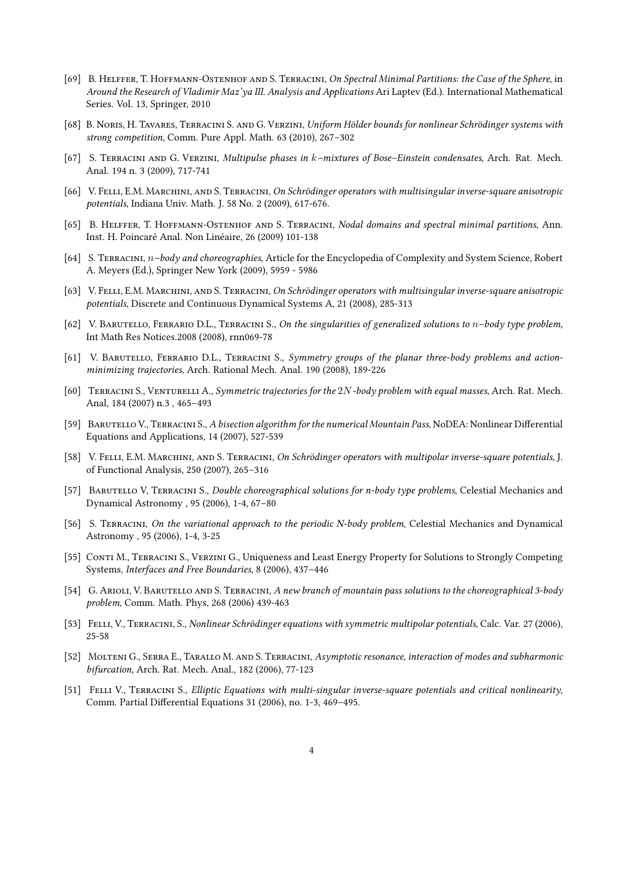[69] B. Helffer, T. Hoffmann-Ostenhof and S. Terracini, *On Spectral Minimal Partitions: the Case of the Sphere*, in *Around the Research of Vladimir Maz'ya III. Analysis and Applications* Ari Laptev (Ed.). International Mathematical Series. Vol. 13, Springer, 2010

[68] B. Noris, H. Tavares, Terracini S. and G. Verzini, *Uniform Hölder bounds for nonlinear Schrödinger systems with strong competition*, Comm. Pure Appl. Math. 63 (2010), 267–302

[67] S. Terracini and G. Verzini, *Multipulse phases in $k$–mixtures of Bose–Einstein condensates*, Arch. Rat. Mech. Anal. 194 n. 3 (2009), 717-741

[66] V. Felli, E.M. Marchini, and S. Terracini, *On Schrödinger operators with multisingular inverse-square anisotropic potentials*, Indiana Univ. Math. J. 58 No. 2 (2009), 617-676.

[65] B. Helffer, T. Hoffmann-Ostenhof and S. Terracini, *Nodal domains and spectral minimal partitions*, Ann. Inst. H. Poincaré Anal. Non Linéaire, 26 (2009) 101-138

[64] S. Terracini, *$n$–body and choreographies*, Article for the Encyclopedia of Complexity and System Science, Robert A. Meyers (Ed.), Springer New York (2009), 5959 - 5986

[63] V. Felli, E.M. Marchini, and S. Terracini, *On Schrödinger operators with multisingular inverse-square anisotropic potentials*, Discrete and Continuous Dynamical Systems A, 21 (2008), 285-313

[62] V. Barutello, Ferrario D.L., Terracini S., *On the singularities of generalized solutions to $n$–body type problem*, Int Math Res Notices.2008 (2008), rnn069-78

[61] V. Barutello, Ferrario D.L., Terracini S., *Symmetry groups of the planar three-body problems and action-minimizing trajectories*, Arch. Rational Mech. Anal. 190 (2008), 189-226

[60] Terracini S., Venturelli A., *Symmetric trajectories for the $2N$-body problem with equal masses*, Arch. Rat. Mech. Anal, 184 (2007) n.3 , 465–493

[59] Barutello V., Terracini S., *A bisection algorithm for the numerical Mountain Pass*, NoDEA: Nonlinear Differential Equations and Applications, 14 (2007), 527-539

[58] V. Felli, E.M. Marchini, and S. Terracini, *On Schrödinger operators with multipolar inverse-square potentials*, J. of Functional Analysis, 250 (2007), 265–316

[57] Barutello V, Terracini S., *Double choreographical solutions for n-body type problems*, Celestial Mechanics and Dynamical Astronomy , 95 (2006), 1-4, 67–80

[56] S. Terracini, *On the variational approach to the periodic N-body problem*, Celestial Mechanics and Dynamical Astronomy , 95 (2006), 1-4, 3-25

[55] Conti M., Terracini S., Verzini G., Uniqueness and Least Energy Property for Solutions to Strongly Competing Systems, *Interfaces and Free Boundaries*, 8 (2006), 437–446

[54] G. Arioli, V. Barutello and S. Terracini, *A new branch of mountain pass solutions to the choreographical 3-body problem*, Comm. Math. Phys, 268 (2006) 439-463

[53] Felli, V., Terracini, S., *Nonlinear Schrödinger equations with symmetric multipolar potentials*, Calc. Var. 27 (2006), 25-58

[52] Molteni G., Serra E., Tarallo M. and S. Terracini, *Asymptotic resonance, interaction of modes and subharmonic bifurcation*, Arch. Rat. Mech. Anal., 182 (2006), 77-123

[51] Felli V., Terracini S., *Elliptic Equations with multi-singular inverse-square potentials and critical nonlinearity*, Comm. Partial Differential Equations 31 (2006), no. 1-3, 469–495.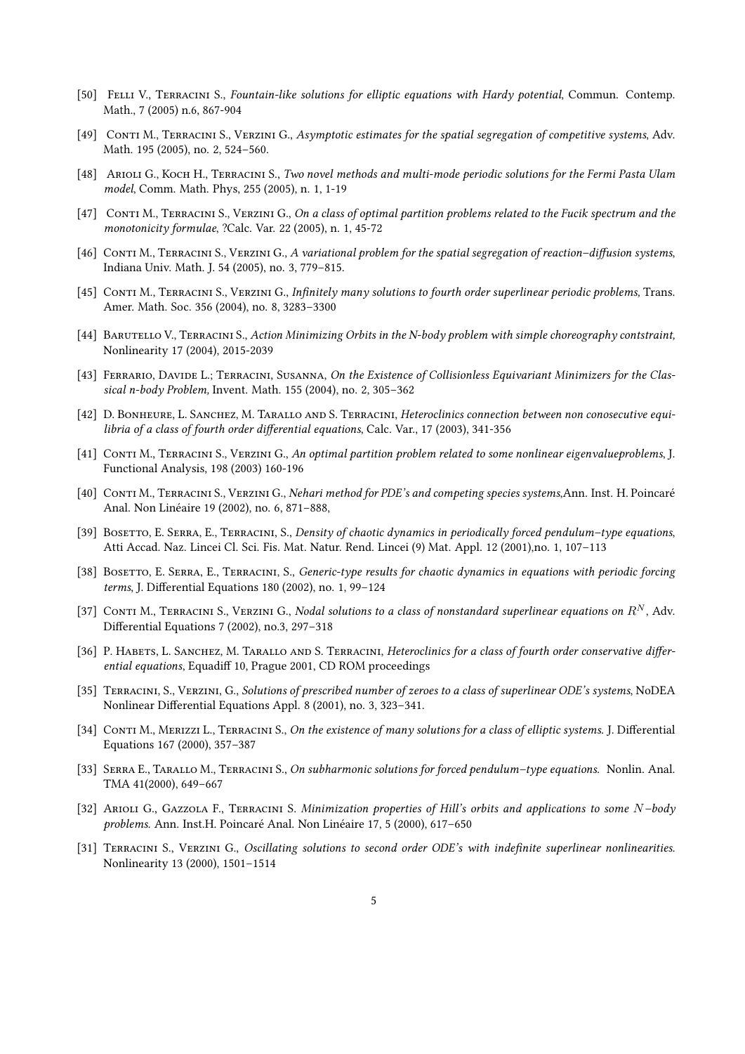[50] Felli V., Terracini S., *Fountain-like solutions for elliptic equations with Hardy potential*, Commun. Contemp. Math., 7 (2005) n.6, 867-904

[49] Conti M., Terracini S., Verzini G., *Asymptotic estimates for the spatial segregation of competitive systems*, Adv. Math. 195 (2005), no. 2, 524–560.

[48] Arioli G., Koch H., Terracini S., *Two novel methods and multi-mode periodic solutions for the Fermi Pasta Ulam model*, Comm. Math. Phys, 255 (2005), n. 1, 1-19

[47] Conti M., Terracini S., Verzini G., *On a class of optimal partition problems related to the Fucik spectrum and the monotonicity formulae*, ?Calc. Var. 22 (2005), n. 1, 45-72

[46] Conti M., Terracini S., Verzini G., *A variational problem for the spatial segregation of reaction–diffusion systems*, Indiana Univ. Math. J. 54 (2005), no. 3, 779–815.

[45] Conti M., Terracini S., Verzini G., *Infinitely many solutions to fourth order superlinear periodic problems,* Trans. Amer. Math. Soc. 356 (2004), no. 8, 3283–3300

[44] Barutello V., Terracini S., *Action Minimizing Orbits in the N-body problem with simple choreography contstraint,* Nonlinearity 17 (2004), 2015-2039

[43] Ferrario, Davide L.; Terracini, Susanna, *On the Existence of Collisionless Equivariant Minimizers for the Classical n-body Problem,* Invent. Math. 155 (2004), no. 2, 305–362

[42] D. Bonheure, L. Sanchez, M. Tarallo and S. Terracini, *Heteroclinics connection between non conosecutive equilibria of a class of fourth order differential equations*, Calc. Var., 17 (2003), 341-356

[41] Conti M., Terracini S., Verzini G., *An optimal partition problem related to some nonlinear eigenvalueproblems*, J. Functional Analysis, 198 (2003) 160-196

[40] Conti M., Terracini S., Verzini G., *Nehari method for PDE's and competing species systems*,Ann. Inst. H. Poincaré Anal. Non Linéaire 19 (2002), no. 6, 871–888,

[39] Bosetto, E. Serra, E., Terracini, S., *Density of chaotic dynamics in periodically forced pendulum–type equations*, Atti Accad. Naz. Lincei Cl. Sci. Fis. Mat. Natur. Rend. Lincei (9) Mat. Appl. 12 (2001),no. 1, 107–113

[38] Bosetto, E. Serra, E., Terracini, S., *Generic-type results for chaotic dynamics in equations with periodic forcing terms*, J. Differential Equations 180 (2002), no. 1, 99–124

[37] Conti M., Terracini S., Verzini G., *Nodal solutions to a class of nonstandard superlinear equations on $R^N$*, Adv. Differential Equations 7 (2002), no.3, 297–318

[36] P. Habets, L. Sanchez, M. Tarallo and S. Terracini, *Heteroclinics for a class of fourth order conservative differential equations*, Equadiff 10, Prague 2001, CD ROM proceedings

[35] Terracini, S., Verzini, G., *Solutions of prescribed number of zeroes to a class of superlinear ODE's systems*, NoDEA Nonlinear Differential Equations Appl. 8 (2001), no. 3, 323–341.

[34] Conti M., Merizzi L., Terracini S., *On the existence of many solutions for a class of elliptic systems*. J. Differential Equations 167 (2000), 357–387

[33] Serra E., Tarallo M., Terracini S., *On subharmonic solutions for forced pendulum–type equations*. Nonlin. Anal. TMA 41(2000), 649–667

[32] Arioli G., Gazzola F., Terracini S. *Minimization properties of Hill's orbits and applications to some $N$–body problems*. Ann. Inst.H. Poincaré Anal. Non Linéaire 17, 5 (2000), 617–650

[31] Terracini S., Verzini G., *Oscillating solutions to second order ODE's with indefinite superlinear nonlinearities*. Nonlinearity 13 (2000), 1501–1514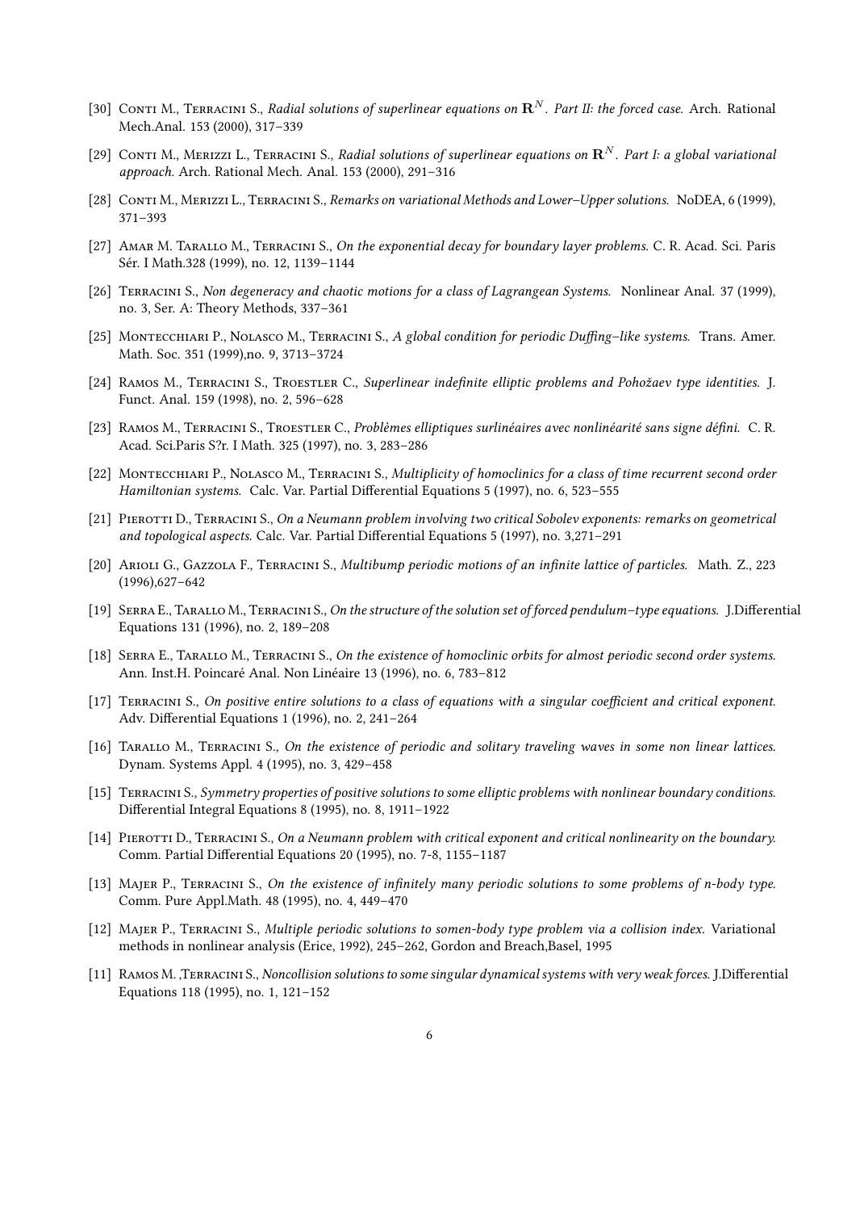[30] Conti M., Terracini S., *Radial solutions of superlinear equations on $\mathbf{R}^N$. Part II: the forced case.* Arch. Rational Mech.Anal. 153 (2000), 317–339

[29] Conti M., Merizzi L., Terracini S., *Radial solutions of superlinear equations on $\mathbf{R}^N$. Part I: a global variational approach.* Arch. Rational Mech. Anal. 153 (2000), 291–316

[28] Conti M., Merizzi L., Terracini S., *Remarks on variational Methods and Lower–Upper solutions.* NoDEA, 6 (1999), 371–393

[27] Amar M. Tarallo M., Terracini S., *On the exponential decay for boundary layer problems.* C. R. Acad. Sci. Paris Sér. I Math.328 (1999), no. 12, 1139–1144

[26] Terracini S., *Non degeneracy and chaotic motions for a class of Lagrangean Systems.* Nonlinear Anal. 37 (1999), no. 3, Ser. A: Theory Methods, 337–361

[25] Montecchiari P., Nolasco M., Terracini S., *A global condition for periodic Duffing–like systems.* Trans. Amer. Math. Soc. 351 (1999),no. 9, 3713–3724

[24] Ramos M., Terracini S., Troestler C., *Superlinear indefinite elliptic problems and Pohožaev type identities.* J. Funct. Anal. 159 (1998), no. 2, 596–628

[23] Ramos M., Terracini S., Troestler C., *Problèmes elliptiques surlinéaires avec nonlinéarité sans signe défini.* C. R. Acad. Sci.Paris S?r. I Math. 325 (1997), no. 3, 283–286

[22] Montecchiari P., Nolasco M., Terracini S., *Multiplicity of homoclinics for a class of time recurrent second order Hamiltonian systems.* Calc. Var. Partial Differential Equations 5 (1997), no. 6, 523–555

[21] Pierotti D., Terracini S., *On a Neumann problem involving two critical Sobolev exponents: remarks on geometrical and topological aspects.* Calc. Var. Partial Differential Equations 5 (1997), no. 3,271–291

[20] Arioli G., Gazzola F., Terracini S., *Multibump periodic motions of an infinite lattice of particles.* Math. Z., 223 (1996),627–642

[19] Serra E., Tarallo M., Terracini S., *On the structure of the solution set of forced pendulum–type equations.* J.Differential Equations 131 (1996), no. 2, 189–208

[18] Serra E., Tarallo M., Terracini S., *On the existence of homoclinic orbits for almost periodic second order systems.* Ann. Inst.H. Poincaré Anal. Non Linéaire 13 (1996), no. 6, 783–812

[17] Terracini S., *On positive entire solutions to a class of equations with a singular coefficient and critical exponent.* Adv. Differential Equations 1 (1996), no. 2, 241–264

[16] Tarallo M., Terracini S., *On the existence of periodic and solitary traveling waves in some non linear lattices.* Dynam. Systems Appl. 4 (1995), no. 3, 429–458

[15] Terracini S., *Symmetry properties of positive solutions to some elliptic problems with nonlinear boundary conditions.* Differential Integral Equations 8 (1995), no. 8, 1911–1922

[14] Pierotti D., Terracini S., *On a Neumann problem with critical exponent and critical nonlinearity on the boundary.* Comm. Partial Differential Equations 20 (1995), no. 7-8, 1155–1187

[13] Majer P., Terracini S., *On the existence of infinitely many periodic solutions to some problems of n-body type.* Comm. Pure Appl.Math. 48 (1995), no. 4, 449–470

[12] Majer P., Terracini S., *Multiple periodic solutions to somen-body type problem via a collision index.* Variational methods in nonlinear analysis (Erice, 1992), 245–262, Gordon and Breach,Basel, 1995

[11] Ramos M. ,Terracini S., *Noncollision solutions to some singular dynamical systems with very weak forces.* J.Differential Equations 118 (1995), no. 1, 121–152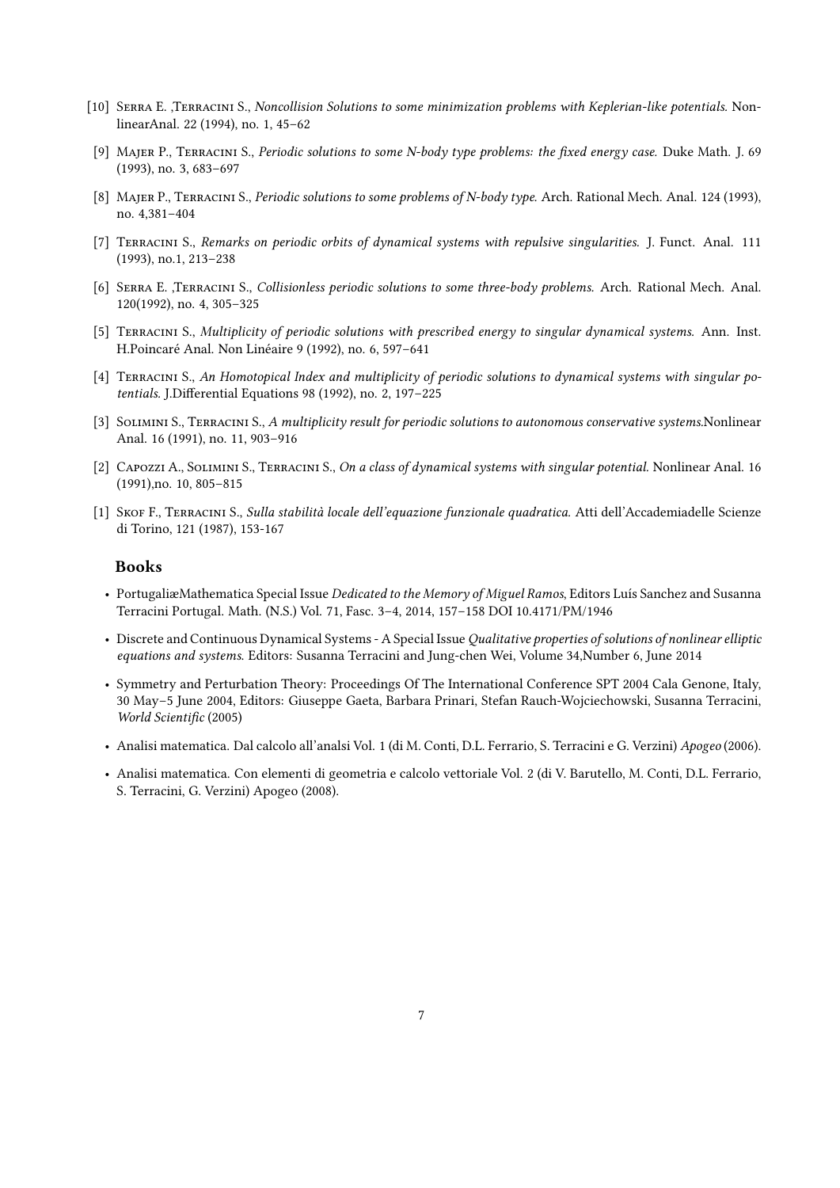[10] Serra E. ,Terracini S., *Noncollision Solutions to some minimization problems with Keplerian-like potentials.* NonlinearAnal. 22 (1994), no. 1, 45–62

[9] Majer P., Terracini S., *Periodic solutions to some N-body type problems: the fixed energy case.* Duke Math. J. 69 (1993), no. 3, 683–697

[8] Majer P., Terracini S., *Periodic solutions to some problems of N-body type.* Arch. Rational Mech. Anal. 124 (1993), no. 4,381–404

[7] Terracini S., *Remarks on periodic orbits of dynamical systems with repulsive singularities.* J. Funct. Anal. 111 (1993), no.1, 213–238

[6] Serra E. ,Terracini S., *Collisionless periodic solutions to some three-body problems.* Arch. Rational Mech. Anal. 120(1992), no. 4, 305–325

[5] Terracini S., *Multiplicity of periodic solutions with prescribed energy to singular dynamical systems.* Ann. Inst. H.Poincaré Anal. Non Linéaire 9 (1992), no. 6, 597–641

[4] Terracini S., *An Homotopical Index and multiplicity of periodic solutions to dynamical systems with singular potentials.* J.Differential Equations 98 (1992), no. 2, 197–225

[3] Solimini S., Terracini S., *A multiplicity result for periodic solutions to autonomous conservative systems.*Nonlinear Anal. 16 (1991), no. 11, 903–916

[2] Capozzi A., Solimini S., Terracini S., *On a class of dynamical systems with singular potential.* Nonlinear Anal. 16 (1991),no. 10, 805–815

[1] Skof F., Terracini S., *Sulla stabilità locale dell'equazione funzionale quadratica.* Atti dell'Accademiadelle Scienze di Torino, 121 (1987), 153-167

## Books

- PortugaliæMathematica Special Issue *Dedicated to the Memory of Miguel Ramos*, Editors Luís Sanchez and Susanna Terracini Portugal. Math. (N.S.) Vol. 71, Fasc. 3–4, 2014, 157–158 DOI 10.4171/PM/1946
- Discrete and Continuous Dynamical Systems - A Special Issue *Qualitative properties of solutions of nonlinear elliptic equations and systems.* Editors: Susanna Terracini and Jung-chen Wei, Volume 34,Number 6, June 2014
- Symmetry and Perturbation Theory: Proceedings Of The International Conference SPT 2004 Cala Genone, Italy, 30 May–5 June 2004, Editors: Giuseppe Gaeta, Barbara Prinari, Stefan Rauch-Wojciechowski, Susanna Terracini, *World Scientific* (2005)
- Analisi matematica. Dal calcolo all'analsi Vol. 1 (di M. Conti, D.L. Ferrario, S. Terracini e G. Verzini) *Apogeo* (2006).
- Analisi matematica. Con elementi di geometria e calcolo vettoriale Vol. 2 (di V. Barutello, M. Conti, D.L. Ferrario, S. Terracini, G. Verzini) Apogeo (2008).